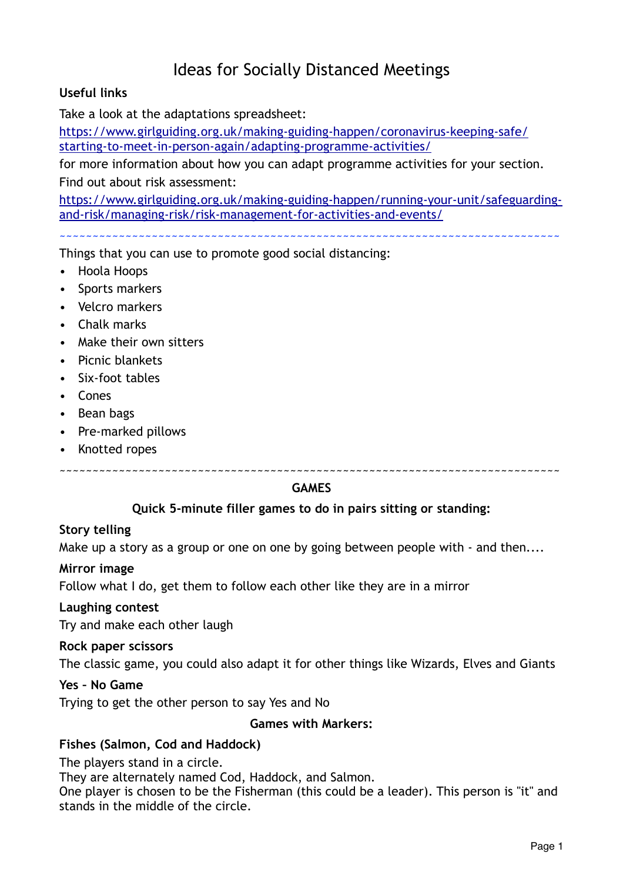# Ideas for Socially Distanced Meetings

**Useful links**

Take a look at the adaptations spreadsheet:
[https://www.girlguiding.org.uk/making-guiding-happen/coronavirus-keeping-safe/starting-to-meet-in-person-again/adapting-programme-activities/](https://www.girlguiding.org.uk/making-guiding-happen/coronavirus-keeping-safe/starting-to-meet-in-person-again/adapting-programme-activities/)
for more information about how you can adapt programme activities for your section.

Find out about risk assessment:
[https://www.girlguiding.org.uk/making-guiding-happen/running-your-unit/safeguarding-and-risk/managing-risk/risk-management-for-activities-and-events/](https://www.girlguiding.org.uk/making-guiding-happen/running-your-unit/safeguarding-and-risk/managing-risk/risk-management-for-activities-and-events/)

~~~~~~~~~~~~~~~~~~~~~~~~~~~~~~~~~~~~~~~~~~~~~~~~~~~~~~~~~~~~~~~~~~~~~~~~~~~~

Things that you can use to promote good social distancing:

- Hoola Hoops
- Sports markers
- Velcro markers
- Chalk marks
- Make their own sitters
- Picnic blankets
- Six-foot tables
- Cones
- Bean bags
- Pre-marked pillows
- Knotted ropes

~~~~~~~~~~~~~~~~~~~~~~~~~~~~~~~~~~~~~~~~~~~~~~~~~~~~~~~~~~~~~~~~~~~~~~~~~~~~

## GAMES

### Quick 5-minute filler games to do in pairs sitting or standing:

**Story telling**

Make up a story as a group or one on one by going between people with - and then....

**Mirror image**

Follow what I do, get them to follow each other like they are in a mirror

**Laughing contest**

Try and make each other laugh

**Rock paper scissors**

The classic game, you could also adapt it for other things like Wizards, Elves and Giants

**Yes – No Game**

Trying to get the other person to say Yes and No

### Games with Markers:

**Fishes (Salmon, Cod and Haddock)**

The players stand in a circle.
They are alternately named Cod, Haddock, and Salmon.
One player is chosen to be the Fisherman (this could be a leader). This person is "it" and stands in the middle of the circle.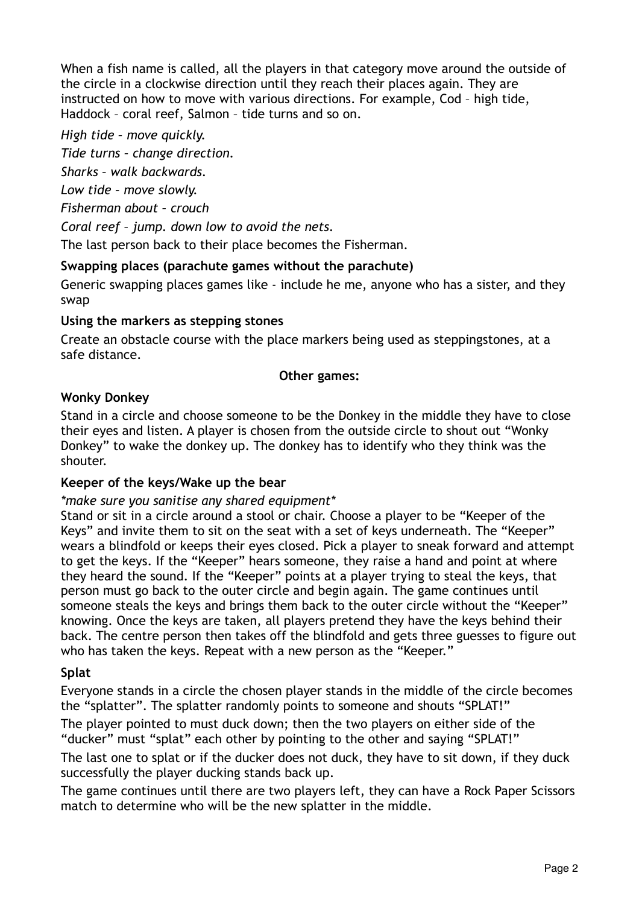When a fish name is called, all the players in that category move around the outside of the circle in a clockwise direction until they reach their places again. They are instructed on how to move with various directions. For example, Cod – high tide, Haddock – coral reef, Salmon – tide turns and so on.

*High tide – move quickly.*

*Tide turns – change direction.*

*Sharks – walk backwards.*

*Low tide – move slowly.*

*Fisherman about – crouch*

*Coral reef – jump. down low to avoid the nets.*

The last person back to their place becomes the Fisherman.

**Swapping places (parachute games without the parachute)**

Generic swapping places games like - include he me, anyone who has a sister, and they swap

**Using the markers as stepping stones**

Create an obstacle course with the place markers being used as steppingstones, at a safe distance.

**Other games:**

**Wonky Donkey**

Stand in a circle and choose someone to be the Donkey in the middle they have to close their eyes and listen. A player is chosen from the outside circle to shout out "Wonky Donkey" to wake the donkey up. The donkey has to identify who they think was the shouter.

**Keeper of the keys/Wake up the bear**

*\*make sure you sanitise any shared equipment\**

Stand or sit in a circle around a stool or chair. Choose a player to be "Keeper of the Keys" and invite them to sit on the seat with a set of keys underneath. The "Keeper" wears a blindfold or keeps their eyes closed. Pick a player to sneak forward and attempt to get the keys. If the "Keeper" hears someone, they raise a hand and point at where they heard the sound. If the "Keeper" points at a player trying to steal the keys, that person must go back to the outer circle and begin again. The game continues until someone steals the keys and brings them back to the outer circle without the "Keeper" knowing. Once the keys are taken, all players pretend they have the keys behind their back. The centre person then takes off the blindfold and gets three guesses to figure out who has taken the keys. Repeat with a new person as the "Keeper."

**Splat**

Everyone stands in a circle the chosen player stands in the middle of the circle becomes the "splatter". The splatter randomly points to someone and shouts "SPLAT!"

The player pointed to must duck down; then the two players on either side of the "ducker" must "splat" each other by pointing to the other and saying "SPLAT!"

The last one to splat or if the ducker does not duck, they have to sit down, if they duck successfully the player ducking stands back up.

The game continues until there are two players left, they can have a Rock Paper Scissors match to determine who will be the new splatter in the middle.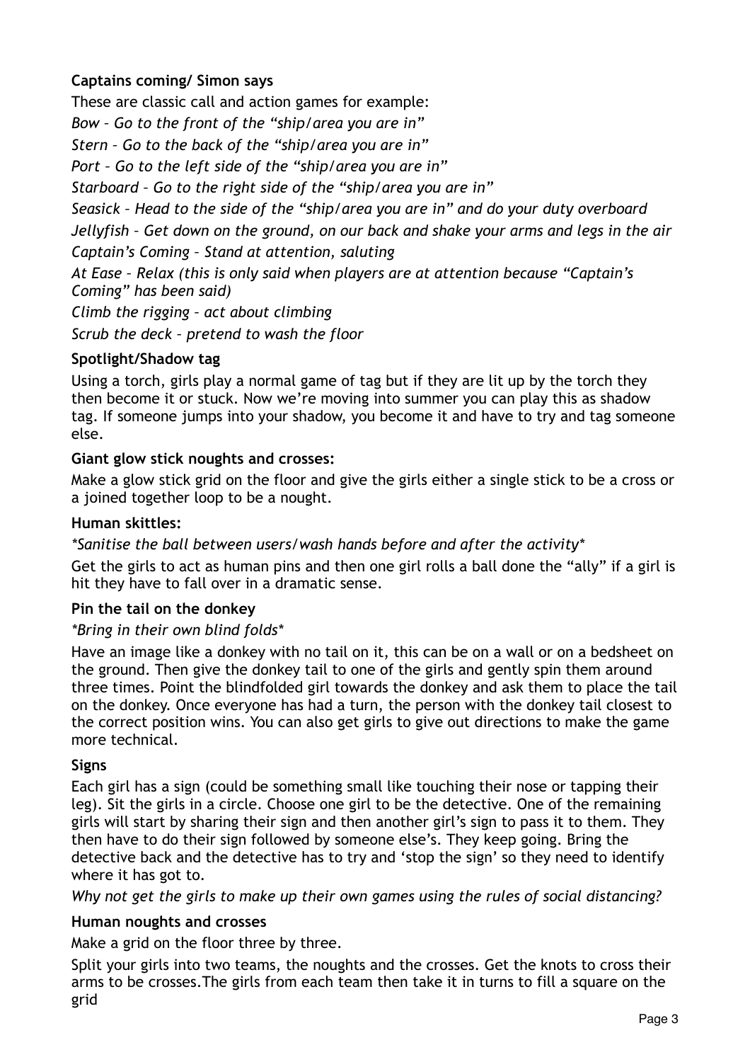### Captains coming/ Simon says

These are classic call and action games for example:

*Bow – Go to the front of the "ship/area you are in"*

*Stern – Go to the back of the "ship/area you are in"*

*Port – Go to the left side of the "ship/area you are in"*

*Starboard – Go to the right side of the "ship/area you are in"*

*Seasick – Head to the side of the "ship/area you are in" and do your duty overboard*

*Jellyfish – Get down on the ground, on our back and shake your arms and legs in the air*

*Captain's Coming – Stand at attention, saluting*

*At Ease – Relax (this is only said when players are at attention because "Captain's Coming" has been said)*

*Climb the rigging – act about climbing*

*Scrub the deck – pretend to wash the floor*

### Spotlight/Shadow tag

Using a torch, girls play a normal game of tag but if they are lit up by the torch they then become it or stuck. Now we're moving into summer you can play this as shadow tag. If someone jumps into your shadow, you become it and have to try and tag someone else.

### Giant glow stick noughts and crosses:

Make a glow stick grid on the floor and give the girls either a single stick to be a cross or a joined together loop to be a nought.

### Human skittles:

*\*Sanitise the ball between users/wash hands before and after the activity\**

Get the girls to act as human pins and then one girl rolls a ball done the "ally" if a girl is hit they have to fall over in a dramatic sense.

### Pin the tail on the donkey

*\*Bring in their own blind folds\**

Have an image like a donkey with no tail on it, this can be on a wall or on a bedsheet on the ground. Then give the donkey tail to one of the girls and gently spin them around three times. Point the blindfolded girl towards the donkey and ask them to place the tail on the donkey. Once everyone has had a turn, the person with the donkey tail closest to the correct position wins. You can also get girls to give out directions to make the game more technical.

### Signs

Each girl has a sign (could be something small like touching their nose or tapping their leg). Sit the girls in a circle. Choose one girl to be the detective. One of the remaining girls will start by sharing their sign and then another girl's sign to pass it to them. They then have to do their sign followed by someone else's. They keep going. Bring the detective back and the detective has to try and 'stop the sign' so they need to identify where it has got to.

*Why not get the girls to make up their own games using the rules of social distancing?*

### Human noughts and crosses

Make a grid on the floor three by three.

Split your girls into two teams, the noughts and the crosses. Get the knots to cross their arms to be crosses.The girls from each team then take it in turns to fill a square on the grid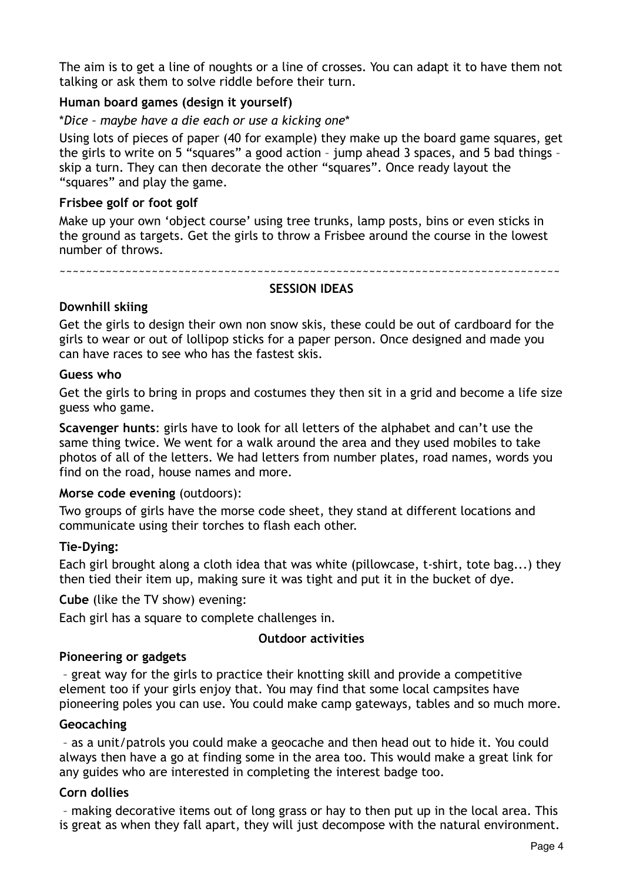The aim is to get a line of noughts or a line of crosses. You can adapt it to have them not talking or ask them to solve riddle before their turn.

**Human board games (design it yourself)**

**Dice – maybe have a die each or use a kicking one**

Using lots of pieces of paper (40 for example) they make up the board game squares, get the girls to write on 5 "squares" a good action – jump ahead 3 spaces, and 5 bad things – skip a turn. They can then decorate the other "squares". Once ready layout the "squares" and play the game.

**Frisbee golf or foot golf**

Make up your own 'object course' using tree trunks, lamp posts, bins or even sticks in the ground as targets. Get the girls to throw a Frisbee around the course in the lowest number of throws.

~~~~~~~~~~~~~~~~~~~~~~~~~~~~~~~~~~~~~~~~~~~~~~~~~~~~~~~~~~~~~~~~~~~~~~~~~~~~

**SESSION IDEAS**

**Downhill skiing**

Get the girls to design their own non snow skis, these could be out of cardboard for the girls to wear or out of lollipop sticks for a paper person. Once designed and made you can have races to see who has the fastest skis.

**Guess who**

Get the girls to bring in props and costumes they then sit in a grid and become a life size guess who game.

**Scavenger hunts**: girls have to look for all letters of the alphabet and can't use the same thing twice. We went for a walk around the area and they used mobiles to take photos of all of the letters. We had letters from number plates, road names, words you find on the road, house names and more.

**Morse code evening** (outdoors):

Two groups of girls have the morse code sheet, they stand at different locations and communicate using their torches to flash each other.

**Tie-Dying:**

Each girl brought along a cloth idea that was white (pillowcase, t-shirt, tote bag...) they then tied their item up, making sure it was tight and put it in the bucket of dye.

**Cube** (like the TV show) evening:

Each girl has a square to complete challenges in.

**Outdoor activities**

**Pioneering or gadgets**

– great way for the girls to practice their knotting skill and provide a competitive element too if your girls enjoy that. You may find that some local campsites have pioneering poles you can use. You could make camp gateways, tables and so much more.

**Geocaching**

– as a unit/patrols you could make a geocache and then head out to hide it. You could always then have a go at finding some in the area too. This would make a great link for any guides who are interested in completing the interest badge too.

**Corn dollies**

– making decorative items out of long grass or hay to then put up in the local area. This is great as when they fall apart, they will just decompose with the natural environment.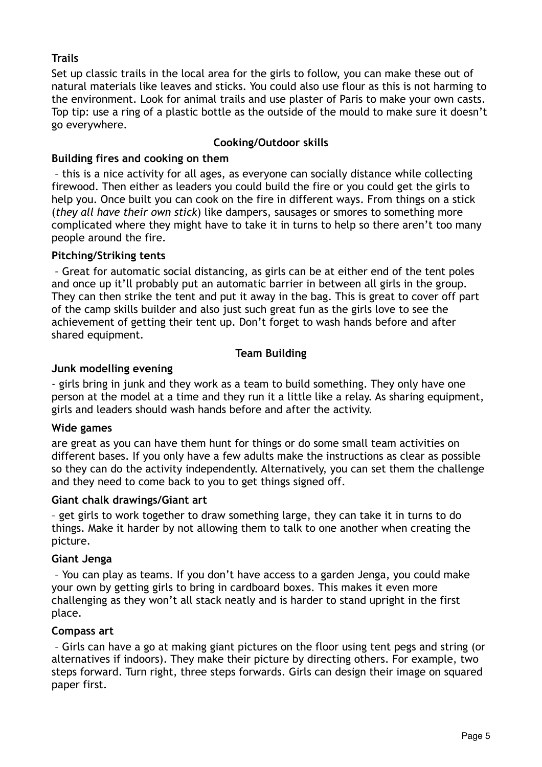### Trails

Set up classic trails in the local area for the girls to follow, you can make these out of natural materials like leaves and sticks. You could also use flour as this is not harming to the environment. Look for animal trails and use plaster of Paris to make your own casts. Top tip: use a ring of a plastic bottle as the outside of the mould to make sure it doesn't go everywhere.

## Cooking/Outdoor skills

### Building fires and cooking on them

– this is a nice activity for all ages, as everyone can socially distance while collecting firewood. Then either as leaders you could build the fire or you could get the girls to help you. Once built you can cook on the fire in different ways. From things on a stick (*they all have their own stick*) like dampers, sausages or smores to something more complicated where they might have to take it in turns to help so there aren't too many people around the fire.

### Pitching/Striking tents

– Great for automatic social distancing, as girls can be at either end of the tent poles and once up it'll probably put an automatic barrier in between all girls in the group. They can then strike the tent and put it away in the bag. This is great to cover off part of the camp skills builder and also just such great fun as the girls love to see the achievement of getting their tent up. Don't forget to wash hands before and after shared equipment.

## Team Building

### Junk modelling evening

- girls bring in junk and they work as a team to build something. They only have one person at the model at a time and they run it a little like a relay. As sharing equipment, girls and leaders should wash hands before and after the activity.

### Wide games

are great as you can have them hunt for things or do some small team activities on different bases. If you only have a few adults make the instructions as clear as possible so they can do the activity independently. Alternatively, you can set them the challenge and they need to come back to you to get things signed off.

### Giant chalk drawings/Giant art

– get girls to work together to draw something large, they can take it in turns to do things. Make it harder by not allowing them to talk to one another when creating the picture.

### Giant Jenga

– You can play as teams. If you don't have access to a garden Jenga, you could make your own by getting girls to bring in cardboard boxes. This makes it even more challenging as they won't all stack neatly and is harder to stand upright in the first place.

### Compass art

– Girls can have a go at making giant pictures on the floor using tent pegs and string (or alternatives if indoors). They make their picture by directing others. For example, two steps forward. Turn right, three steps forwards. Girls can design their image on squared paper first.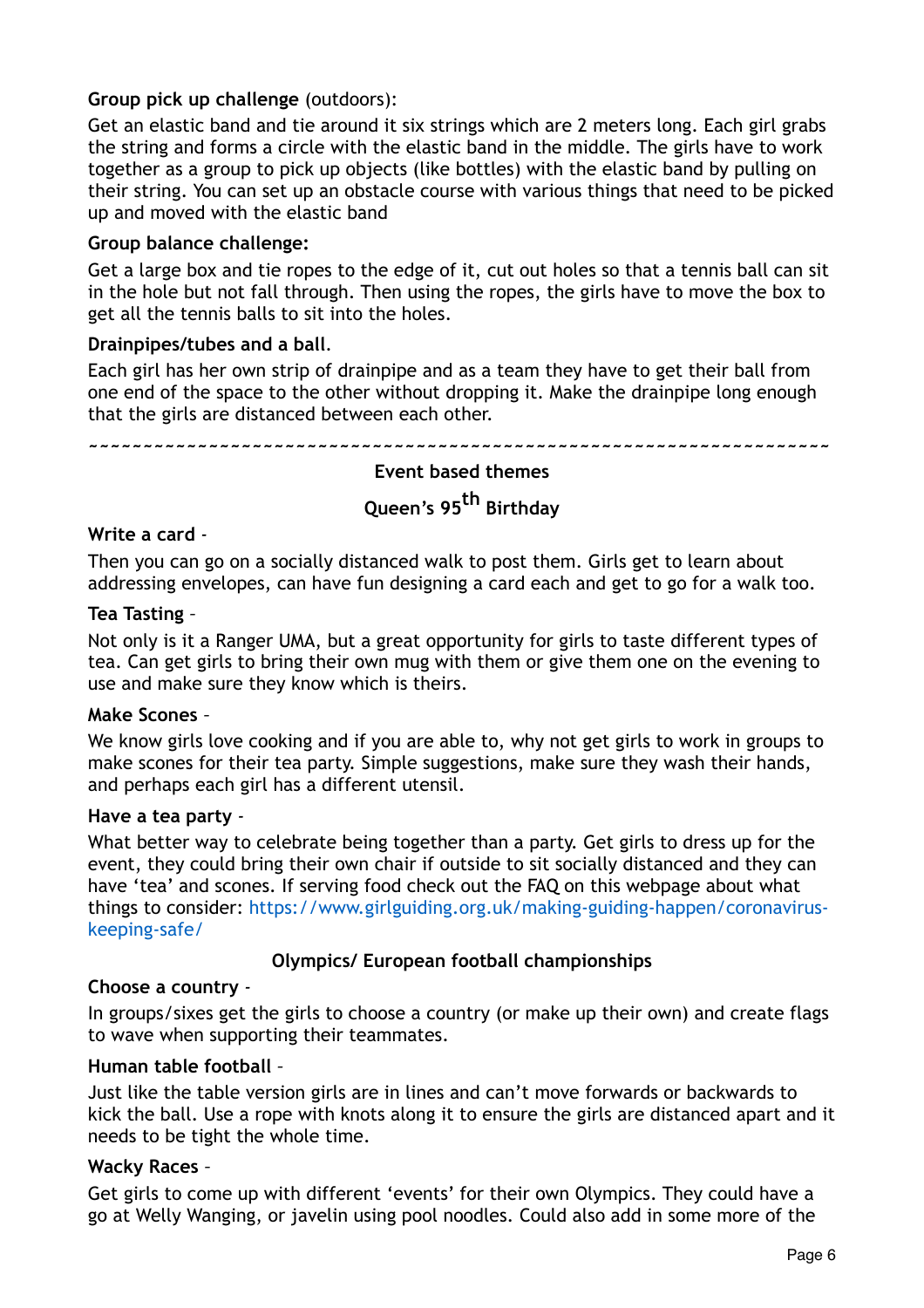**Group pick up challenge** (outdoors):

Get an elastic band and tie around it six strings which are 2 meters long. Each girl grabs the string and forms a circle with the elastic band in the middle. The girls have to work together as a group to pick up objects (like bottles) with the elastic band by pulling on their string. You can set up an obstacle course with various things that need to be picked up and moved with the elastic band

**Group balance challenge:**

Get a large box and tie ropes to the edge of it, cut out holes so that a tennis ball can sit in the hole but not fall through. Then using the ropes, the girls have to move the box to get all the tennis balls to sit into the holes.

**Drainpipes/tubes and a ball.**

Each girl has her own strip of drainpipe and as a team they have to get their ball from one end of the space to the other without dropping it. Make the drainpipe long enough that the girls are distanced between each other.

~~~~~~~~~~~~~~~~~~~~~~~~~~~~~~~~~~~~~~~~~~~~~~~~~~~~~~~~~~~~~~~~

## Event based themes

### Queen's 95th Birthday

**Write a card** -

Then you can go on a socially distanced walk to post them. Girls get to learn about addressing envelopes, can have fun designing a card each and get to go for a walk too.

**Tea Tasting** –

Not only is it a Ranger UMA, but a great opportunity for girls to taste different types of tea. Can get girls to bring their own mug with them or give them one on the evening to use and make sure they know which is theirs.

**Make Scones** –

We know girls love cooking and if you are able to, why not get girls to work in groups to make scones for their tea party. Simple suggestions, make sure they wash their hands, and perhaps each girl has a different utensil.

**Have a tea party** -

What better way to celebrate being together than a party. Get girls to dress up for the event, they could bring their own chair if outside to sit socially distanced and they can have 'tea' and scones. If serving food check out the FAQ on this webpage about what things to consider: https://www.girlguiding.org.uk/making-guiding-happen/coronavirus-keeping-safe/

### Olympics/ European football championships

**Choose a country** -

In groups/sixes get the girls to choose a country (or make up their own) and create flags to wave when supporting their teammates.

**Human table football** –

Just like the table version girls are in lines and can't move forwards or backwards to kick the ball. Use a rope with knots along it to ensure the girls are distanced apart and it needs to be tight the whole time.

**Wacky Races** –

Get girls to come up with different 'events' for their own Olympics. They could have a go at Welly Wanging, or javelin using pool noodles. Could also add in some more of the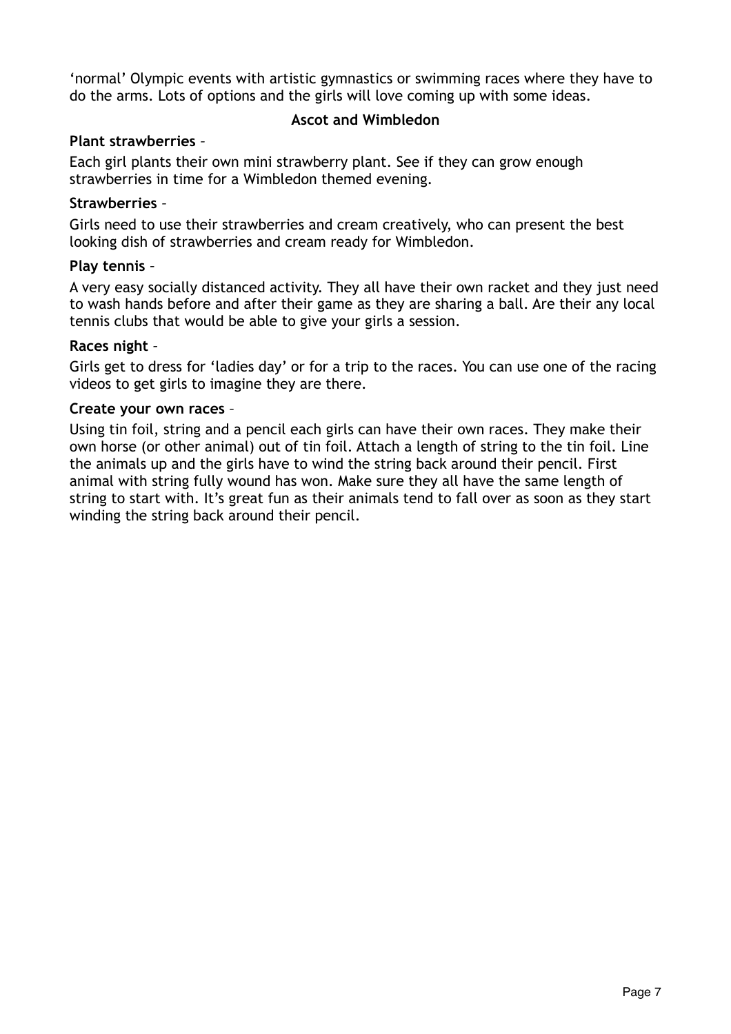'normal' Olympic events with artistic gymnastics or swimming races where they have to do the arms. Lots of options and the girls will love coming up with some ideas.

## Ascot and Wimbledon

**Plant strawberries** –

Each girl plants their own mini strawberry plant. See if they can grow enough strawberries in time for a Wimbledon themed evening.

**Strawberries** –

Girls need to use their strawberries and cream creatively, who can present the best looking dish of strawberries and cream ready for Wimbledon.

**Play tennis** –

A very easy socially distanced activity. They all have their own racket and they just need to wash hands before and after their game as they are sharing a ball. Are their any local tennis clubs that would be able to give your girls a session.

**Races night** –

Girls get to dress for 'ladies day' or for a trip to the races. You can use one of the racing videos to get girls to imagine they are there.

**Create your own races** –

Using tin foil, string and a pencil each girls can have their own races. They make their own horse (or other animal) out of tin foil. Attach a length of string to the tin foil. Line the animals up and the girls have to wind the string back around their pencil. First animal with string fully wound has won. Make sure they all have the same length of string to start with. It's great fun as their animals tend to fall over as soon as they start winding the string back around their pencil.